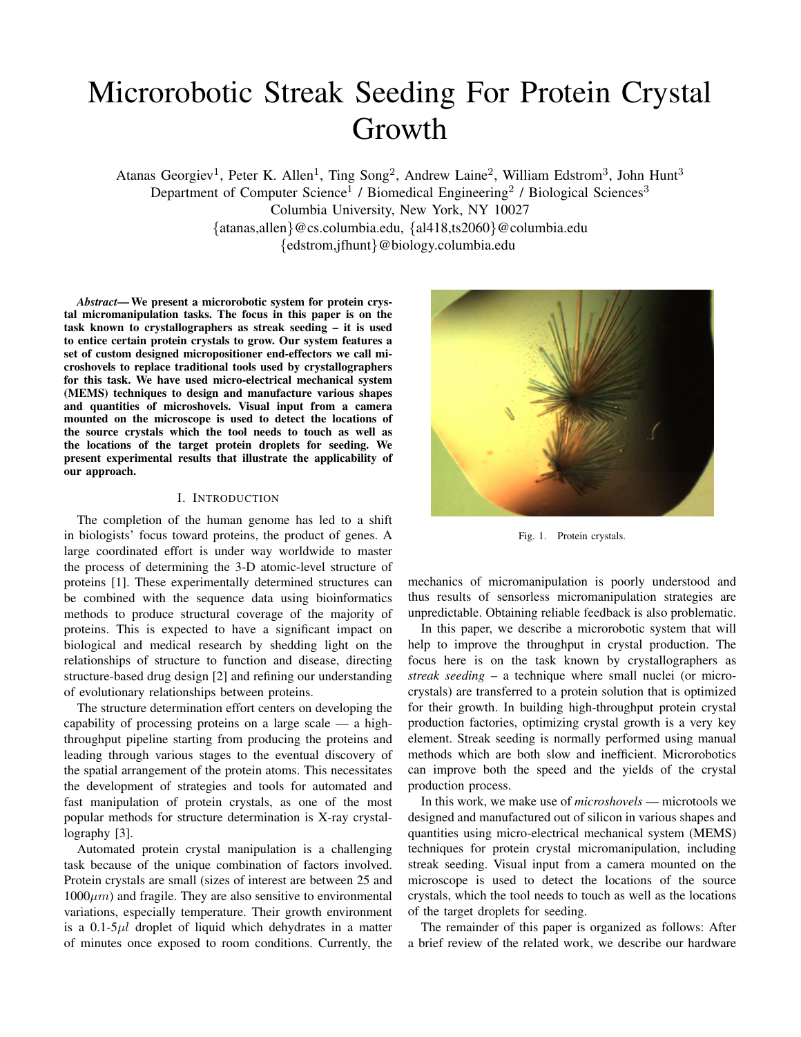# Microrobotic Streak Seeding For Protein Crystal Growth

Atanas Georgiev[1], Peter K. Allen[1], Ting Song[2], Andrew Laine[2], William Edstrom[3], John Hunt[3]
Department of Computer Science[1] / Biomedical Engineering[2] / Biological Sciences[3]
Columbia University, New York, NY 10027
{atanas,allen}@cs.columbia.edu, {al418,ts2060}@columbia.edu
{edstrom,jfhunt}@biology.columbia.edu

***Abstract*— We present a microrobotic system for protein crystal micromanipulation tasks. The focus in this paper is on the task known to crystallographers as streak seeding – it is used to entice certain protein crystals to grow. Our system features a set of custom designed micropositioner end-effectors we call microshovels to replace traditional tools used by crystallographers for this task. We have used micro-electrical mechanical system (MEMS) techniques to design and manufacture various shapes and quantities of microshovels. Visual input from a camera mounted on the microscope is used to detect the locations of the source crystals which the tool needs to touch as well as the locations of the target protein droplets for seeding. We present experimental results that illustrate the applicability of our approach.**

## I. Introduction

The completion of the human genome has led to a shift in biologists' focus toward proteins, the product of genes. A large coordinated effort is under way worldwide to master the process of determining the 3-D atomic-level structure of proteins [1]. These experimentally determined structures can be combined with the sequence data using bioinformatics methods to produce structural coverage of the majority of proteins. This is expected to have a significant impact on biological and medical research by shedding light on the relationships of structure to function and disease, directing structure-based drug design [2] and refining our understanding of evolutionary relationships between proteins.

The structure determination effort centers on developing the capability of processing proteins on a large scale — a high-throughput pipeline starting from producing the proteins and leading through various stages to the eventual discovery of the spatial arrangement of the protein atoms. This necessitates the development of strategies and tools for automated and fast manipulation of protein crystals, as one of the most popular methods for structure determination is X-ray crystallography [3].

Automated protein crystal manipulation is a challenging task because of the unique combination of factors involved. Protein crystals are small (sizes of interest are between 25 and $1000 \mu m$) and fragile. They are also sensitive to environmental variations, especially temperature. Their growth environment is a 0.1-5$\mu l$ droplet of liquid which dehydrates in a matter of minutes once exposed to room conditions. Currently, the mechanics of micromanipulation is poorly understood and thus results of sensorless micromanipulation strategies are unpredictable. Obtaining reliable feedback is also problematic.

Fig. 1. Protein crystals.

In this paper, we describe a microrobotic system that will help to improve the throughput in crystal production. The focus here is on the task known by crystallographers as *streak seeding* – a technique where small nuclei (or micro-crystals) are transferred to a protein solution that is optimized for their growth. In building high-throughput protein crystal production factories, optimizing crystal growth is a very key element. Streak seeding is normally performed using manual methods which are both slow and inefficient. Microrobotics can improve both the speed and the yields of the crystal production process.

In this work, we make use of *microshovels* — microtools we designed and manufactured out of silicon in various shapes and quantities using micro-electrical mechanical system (MEMS) techniques for protein crystal micromanipulation, including streak seeding. Visual input from a camera mounted on the microscope is used to detect the locations of the source crystals, which the tool needs to touch as well as the locations of the target droplets for seeding.

The remainder of this paper is organized as follows: After a brief review of the related work, we describe our hardware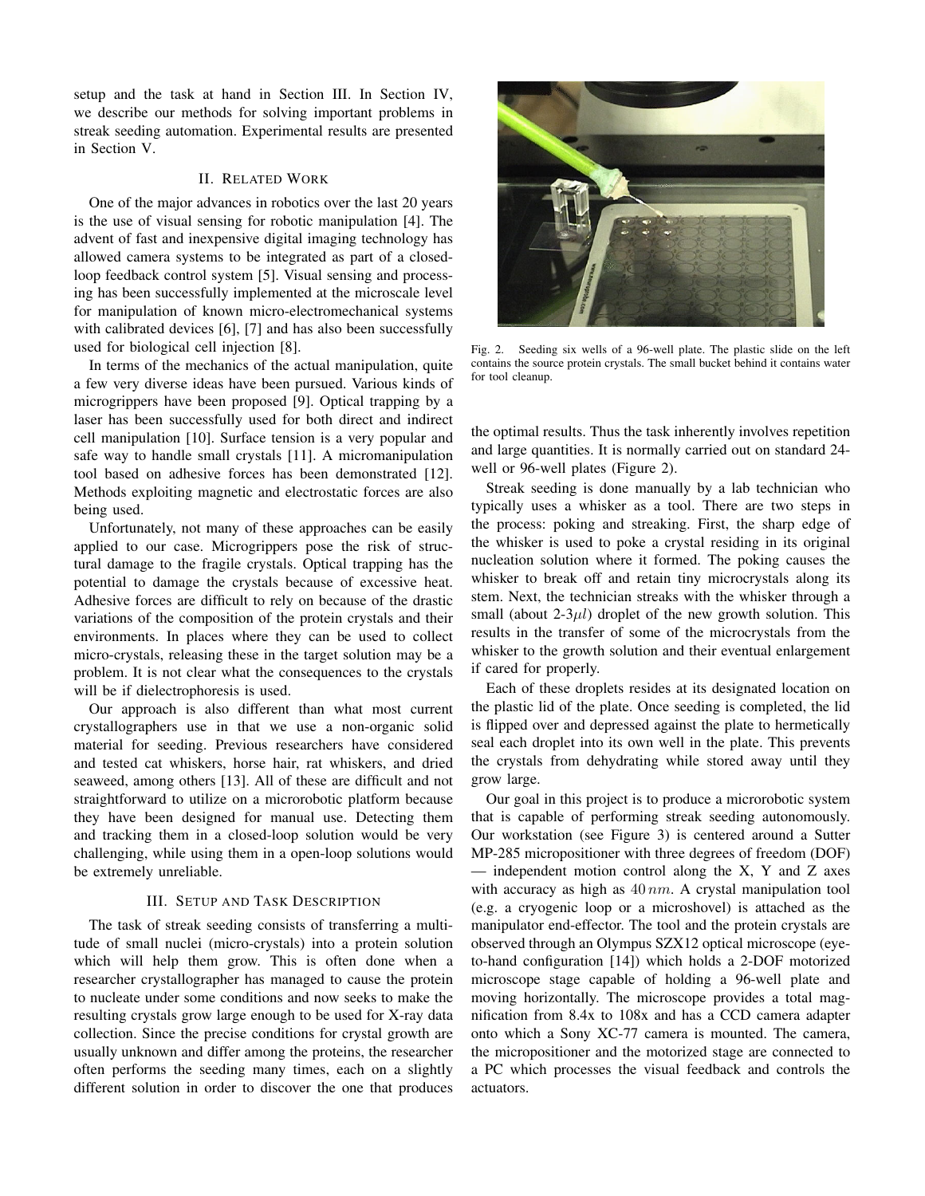setup and the task at hand in Section III. In Section IV, we describe our methods for solving important problems in streak seeding automation. Experimental results are presented in Section V.

## II. Related Work

One of the major advances in robotics over the last 20 years is the use of visual sensing for robotic manipulation [4]. The advent of fast and inexpensive digital imaging technology has allowed camera systems to be integrated as part of a closed-loop feedback control system [5]. Visual sensing and processing has been successfully implemented at the microscale level for manipulation of known micro-electromechanical systems with calibrated devices [6], [7] and has also been successfully used for biological cell injection [8].

In terms of the mechanics of the actual manipulation, quite a few very diverse ideas have been pursued. Various kinds of microgrippers have been proposed [9]. Optical trapping by a laser has been successfully used for both direct and indirect cell manipulation [10]. Surface tension is a very popular and safe way to handle small crystals [11]. A micromanipulation tool based on adhesive forces has been demonstrated [12]. Methods exploiting magnetic and electrostatic forces are also being used.

Unfortunately, not many of these approaches can be easily applied to our case. Microgrippers pose the risk of structural damage to the fragile crystals. Optical trapping has the potential to damage the crystals because of excessive heat. Adhesive forces are difficult to rely on because of the drastic variations of the composition of the protein crystals and their environments. In places where they can be used to collect micro-crystals, releasing these in the target solution may be a problem. It is not clear what the consequences to the crystals will be if dielectrophoresis is used.

Our approach is also different than what most current crystallographers use in that we use a non-organic solid material for seeding. Previous researchers have considered and tested cat whiskers, horse hair, rat whiskers, and dried seaweed, among others [13]. All of these are difficult and not straightforward to utilize on a microrobotic platform because they have been designed for manual use. Detecting them and tracking them in a closed-loop solution would be very challenging, while using them in a open-loop solutions would be extremely unreliable.

## III. Setup and Task Description

The task of streak seeding consists of transferring a multitude of small nuclei (micro-crystals) into a protein solution which will help them grow. This is often done when a researcher crystallographer has managed to cause the protein to nucleate under some conditions and now seeks to make the resulting crystals grow large enough to be used for X-ray data collection. Since the precise conditions for crystal growth are usually unknown and differ among the proteins, the researcher often performs the seeding many times, each on a slightly different solution in order to discover the one that produces the optimal results. Thus the task inherently involves repetition and large quantities. It is normally carried out on standard 24-well or 96-well plates (Figure 2).

Fig. 2. Seeding six wells of a 96-well plate. The plastic slide on the left contains the source protein crystals. The small bucket behind it contains water for tool cleanup.

Streak seeding is done manually by a lab technician who typically uses a whisker as a tool. There are two steps in the process: poking and streaking. First, the sharp edge of the whisker is used to poke a crystal residing in its original nucleation solution where it formed. The poking causes the whisker to break off and retain tiny microcrystals along its stem. Next, the technician streaks with the whisker through a small (about 2-3$\mu l$) droplet of the new growth solution. This results in the transfer of some of the microcrystals from the whisker to the growth solution and their eventual enlargement if cared for properly.

Each of these droplets resides at its designated location on the plastic lid of the plate. Once seeding is completed, the lid is flipped over and depressed against the plate to hermetically seal each droplet into its own well in the plate. This prevents the crystals from dehydrating while stored away until they grow large.

Our goal in this project is to produce a microrobotic system that is capable of performing streak seeding autonomously. Our workstation (see Figure 3) is centered around a Sutter MP-285 micropositioner with three degrees of freedom (DOF) — independent motion control along the X, Y and Z axes with accuracy as high as $40\,nm$. A crystal manipulation tool (e.g. a cryogenic loop or a microshovel) is attached as the manipulator end-effector. The tool and the protein crystals are observed through an Olympus SZX12 optical microscope (eye-to-hand configuration [14]) which holds a 2-DOF motorized microscope stage capable of holding a 96-well plate and moving horizontally. The microscope provides a total magnification from 8.4x to 108x and has a CCD camera adapter onto which a Sony XC-77 camera is mounted. The camera, the micropositioner and the motorized stage are connected to a PC which processes the visual feedback and controls the actuators.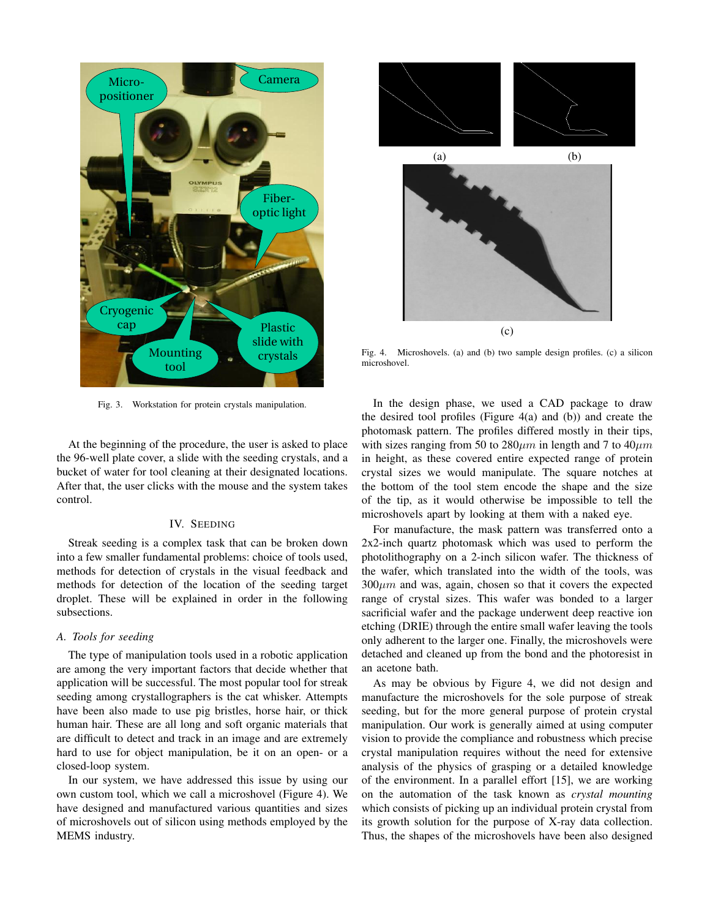Fig. 3. Workstation for protein crystals manipulation.

At the beginning of the procedure, the user is asked to place the 96-well plate cover, a slide with the seeding crystals, and a bucket of water for tool cleaning at their designated locations. After that, the user clicks with the mouse and the system takes control.

## IV. Seeding

Streak seeding is a complex task that can be broken down into a few smaller fundamental problems: choice of tools used, methods for detection of crystals in the visual feedback and methods for detection of the location of the seeding target droplet. These will be explained in order in the following subsections.

### A. Tools for seeding

The type of manipulation tools used in a robotic application are among the very important factors that decide whether that application will be successful. The most popular tool for streak seeding among crystallographers is the cat whisker. Attempts have been also made to use pig bristles, horse hair, or thick human hair. These are all long and soft organic materials that are difficult to detect and track in an image and are extremely hard to use for object manipulation, be it on an open- or a closed-loop system.

In our system, we have addressed this issue by using our own custom tool, which we call a microshovel (Figure 4). We have designed and manufactured various quantities and sizes of microshovels out of silicon using methods employed by the MEMS industry.

Fig. 4. Microshovels. (a) and (b) two sample design profiles. (c) a silicon microshovel.

In the design phase, we used a CAD package to draw the desired tool profiles (Figure 4(a) and (b)) and create the photomask pattern. The profiles differed mostly in their tips, with sizes ranging from 50 to 280$\mu m$ in length and 7 to 40$\mu m$ in height, as these covered entire expected range of protein crystal sizes we would manipulate. The square notches at the bottom of the tool stem encode the shape and the size of the tip, as it would otherwise be impossible to tell the microshovels apart by looking at them with a naked eye.

For manufacture, the mask pattern was transferred onto a 2x2-inch quartz photomask which was used to perform the photolithography on a 2-inch silicon wafer. The thickness of the wafer, which translated into the width of the tools, was 300$\mu m$ and was, again, chosen so that it covers the expected range of crystal sizes. This wafer was bonded to a larger sacrificial wafer and the package underwent deep reactive ion etching (DRIE) through the entire small wafer leaving the tools only adherent to the larger one. Finally, the microshovels were detached and cleaned up from the bond and the photoresist in an acetone bath.

As may be obvious by Figure 4, we did not design and manufacture the microshovels for the sole purpose of streak seeding, but for the more general purpose of protein crystal manipulation. Our work is generally aimed at using computer vision to provide the compliance and robustness which precise crystal manipulation requires without the need for extensive analysis of the physics of grasping or a detailed knowledge of the environment. In a parallel effort [15], we are working on the automation of the task known as *crystal mounting* which consists of picking up an individual protein crystal from its growth solution for the purpose of X-ray data collection. Thus, the shapes of the microshovels have been also designed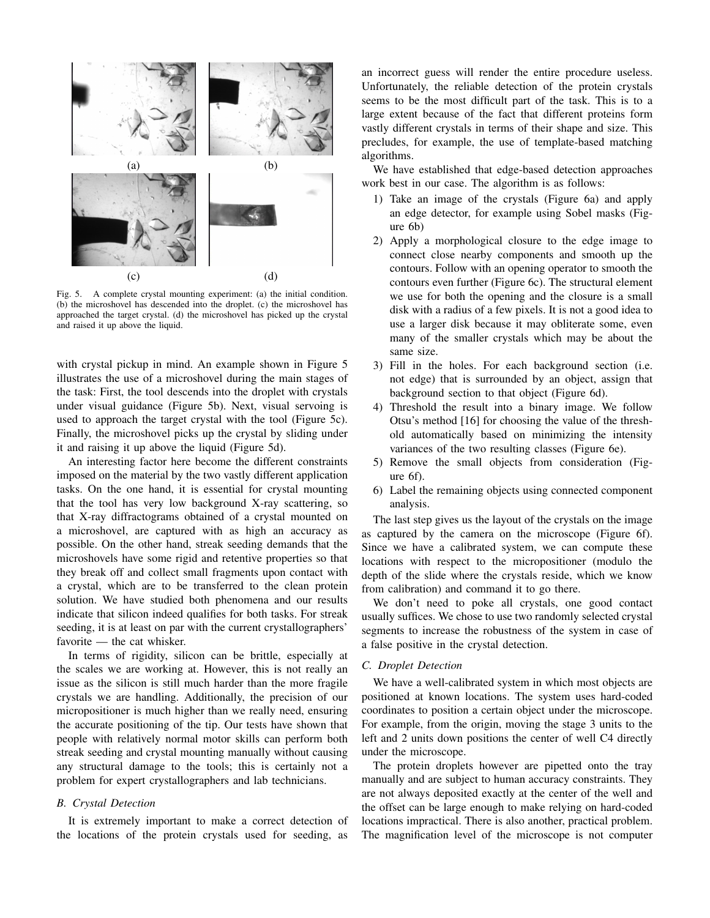(a) (b)

(c) (d)

Fig. 5. A complete crystal mounting experiment: (a) the initial condition. (b) the microshovel has descended into the droplet. (c) the microshovel has approached the target crystal. (d) the microshovel has picked up the crystal and raised it up above the liquid.

with crystal pickup in mind. An example shown in Figure 5 illustrates the use of a microshovel during the main stages of the task: First, the tool descends into the droplet with crystals under visual guidance (Figure 5b). Next, visual servoing is used to approach the target crystal with the tool (Figure 5c). Finally, the microshovel picks up the crystal by sliding under it and raising it up above the liquid (Figure 5d).

An interesting factor here become the different constraints imposed on the material by the two vastly different application tasks. On the one hand, it is essential for crystal mounting that the tool has very low background X-ray scattering, so that X-ray diffractograms obtained of a crystal mounted on a microshovel, are captured with as high an accuracy as possible. On the other hand, streak seeding demands that the microshovels have some rigid and retentive properties so that they break off and collect small fragments upon contact with a crystal, which are to be transferred to the clean protein solution. We have studied both phenomena and our results indicate that silicon indeed qualifies for both tasks. For streak seeding, it is at least on par with the current crystallographers' favorite — the cat whisker.

In terms of rigidity, silicon can be brittle, especially at the scales we are working at. However, this is not really an issue as the silicon is still much harder than the more fragile crystals we are handling. Additionally, the precision of our micropositioner is much higher than we really need, ensuring the accurate positioning of the tip. Our tests have shown that people with relatively normal motor skills can perform both streak seeding and crystal mounting manually without causing any structural damage to the tools; this is certainly not a problem for expert crystallographers and lab technicians.

### B. Crystal Detection

It is extremely important to make a correct detection of the locations of the protein crystals used for seeding, as an incorrect guess will render the entire procedure useless. Unfortunately, the reliable detection of the protein crystals seems to be the most difficult part of the task. This is to a large extent because of the fact that different proteins form vastly different crystals in terms of their shape and size. This precludes, for example, the use of template-based matching algorithms.

We have established that edge-based detection approaches work best in our case. The algorithm is as follows:

1) Take an image of the crystals (Figure 6a) and apply an edge detector, for example using Sobel masks (Figure 6b)
2) Apply a morphological closure to the edge image to connect close nearby components and smooth up the contours. Follow with an opening operator to smooth the contours even further (Figure 6c). The structural element we use for both the opening and the closure is a small disk with a radius of a few pixels. It is not a good idea to use a larger disk because it may obliterate some, even many of the smaller crystals which may be about the same size.
3) Fill in the holes. For each background section (i.e. not edge) that is surrounded by an object, assign that background section to that object (Figure 6d).
4) Threshold the result into a binary image. We follow Otsu's method [16] for choosing the value of the threshold automatically based on minimizing the intensity variances of the two resulting classes (Figure 6e).
5) Remove the small objects from consideration (Figure 6f).
6) Label the remaining objects using connected component analysis.

The last step gives us the layout of the crystals on the image as captured by the camera on the microscope (Figure 6f). Since we have a calibrated system, we can compute these locations with respect to the micropositioner (modulo the depth of the slide where the crystals reside, which we know from calibration) and command it to go there.

We don't need to poke all crystals, one good contact usually suffices. We chose to use two randomly selected crystal segments to increase the robustness of the system in case of a false positive in the crystal detection.

### C. Droplet Detection

We have a well-calibrated system in which most objects are positioned at known locations. The system uses hard-coded coordinates to position a certain object under the microscope. For example, from the origin, moving the stage 3 units to the left and 2 units down positions the center of well C4 directly under the microscope.

The protein droplets however are pipetted onto the tray manually and are subject to human accuracy constraints. They are not always deposited exactly at the center of the well and the offset can be large enough to make relying on hard-coded locations impractical. There is also another, practical problem. The magnification level of the microscope is not computer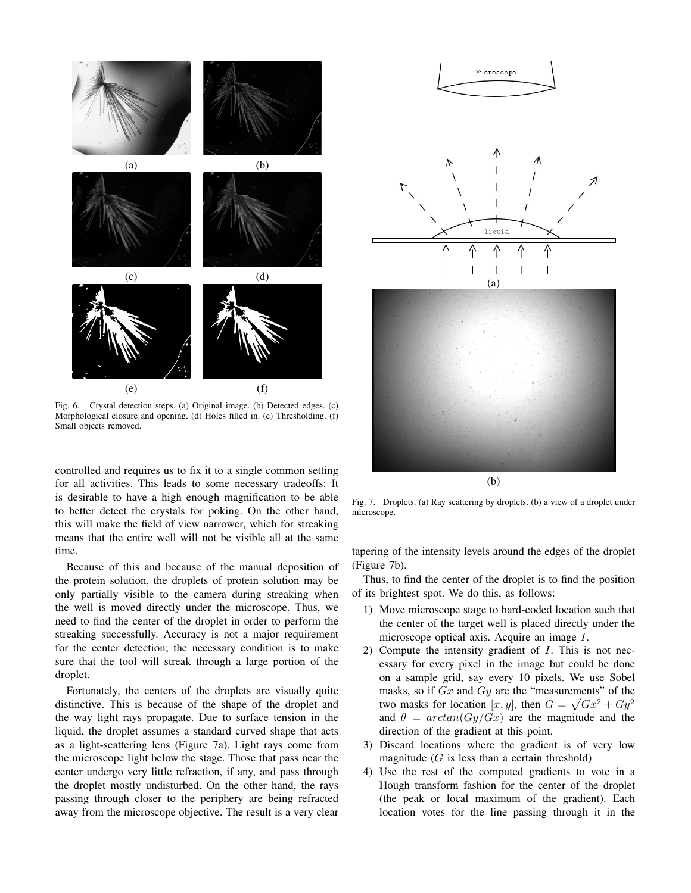Fig. 6. Crystal detection steps. (a) Original image. (b) Detected edges. (c) Morphological closure and opening. (d) Holes filled in. (e) Thresholding. (f) Small objects removed.

controlled and requires us to fix it to a single common setting for all activities. This leads to some necessary tradeoffs: It is desirable to have a high enough magnification to be able to better detect the crystals for poking. On the other hand, this will make the field of view narrower, which for streaking means that the entire well will not be visible all at the same time.

Because of this and because of the manual deposition of the protein solution, the droplets of protein solution may be only partially visible to the camera during streaking when the well is moved directly under the microscope. Thus, we need to find the center of the droplet in order to perform the streaking successfully. Accuracy is not a major requirement for the center detection; the necessary condition is to make sure that the tool will streak through a large portion of the droplet.

Fortunately, the centers of the droplets are visually quite distinctive. This is because of the shape of the droplet and the way light rays propagate. Due to surface tension in the liquid, the droplet assumes a standard curved shape that acts as a light-scattering lens (Figure 7a). Light rays come from the microscope light below the stage. Those that pass near the center undergo very little refraction, if any, and pass through the droplet mostly undisturbed. On the other hand, the rays passing through closer to the periphery are being refracted away from the microscope objective. The result is a very clear tapering of the intensity levels around the edges of the droplet (Figure 7b).

Fig. 7. Droplets. (a) Ray scattering by droplets. (b) a view of a droplet under microscope.

Thus, to find the center of the droplet is to find the position of its brightest spot. We do this, as follows:

1) Move microscope stage to hard-coded location such that the center of the target well is placed directly under the microscope optical axis. Acquire an image $I$.
2) Compute the intensity gradient of $I$. This is not necessary for every pixel in the image but could be done on a sample grid, say every 10 pixels. We use Sobel masks, so if $Gx$ and $Gy$ are the "measurements" of the two masks for location $[x, y]$, then $G = \sqrt{Gx^2 + Gy^2}$ and $\theta = arctan(Gy/Gx)$ are the magnitude and the direction of the gradient at this point.
3) Discard locations where the gradient is of very low magnitude ($G$ is less than a certain threshold)
4) Use the rest of the computed gradients to vote in a Hough transform fashion for the center of the droplet (the peak or local maximum of the gradient). Each location votes for the line passing through it in the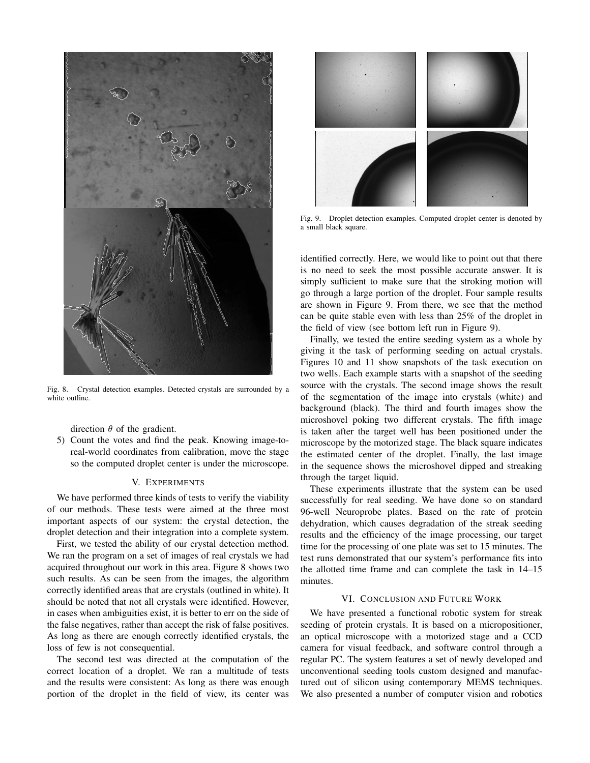Fig. 8. Crystal detection examples. Detected crystals are surrounded by a white outline.

direction $\theta$ of the gradient.

5) Count the votes and find the peak. Knowing image-to-real-world coordinates from calibration, move the stage so the computed droplet center is under the microscope.

## V. EXPERIMENTS

We have performed three kinds of tests to verify the viability of our methods. These tests were aimed at the three most important aspects of our system: the crystal detection, the droplet detection and their integration into a complete system.

First, we tested the ability of our crystal detection method. We ran the program on a set of images of real crystals we had acquired throughout our work in this area. Figure 8 shows two such results. As can be seen from the images, the algorithm correctly identified areas that are crystals (outlined in white). It should be noted that not all crystals were identified. However, in cases when ambiguities exist, it is better to err on the side of the false negatives, rather than accept the risk of false positives. As long as there are enough correctly identified crystals, the loss of few is not consequential.

The second test was directed at the computation of the correct location of a droplet. We ran a multitude of tests and the results were consistent: As long as there was enough portion of the droplet in the field of view, its center was identified correctly. Here, we would like to point out that there is no need to seek the most possible accurate answer. It is simply sufficient to make sure that the stroking motion will go through a large portion of the droplet. Four sample results are shown in Figure 9. From there, we see that the method can be quite stable even with less than 25% of the droplet in the field of view (see bottom left run in Figure 9).

Fig. 9. Droplet detection examples. Computed droplet center is denoted by a small black square.

Finally, we tested the entire seeding system as a whole by giving it the task of performing seeding on actual crystals. Figures 10 and 11 show snapshots of the task execution on two wells. Each example starts with a snapshot of the seeding source with the crystals. The second image shows the result of the segmentation of the image into crystals (white) and background (black). The third and fourth images show the microshovel poking two different crystals. The fifth image is taken after the target well has been positioned under the microscope by the motorized stage. The black square indicates the estimated center of the droplet. Finally, the last image in the sequence shows the microshovel dipped and streaking through the target liquid.

These experiments illustrate that the system can be used successfully for real seeding. We have done so on standard 96-well Neuroprobe plates. Based on the rate of protein dehydration, which causes degradation of the streak seeding results and the efficiency of the image processing, our target time for the processing of one plate was set to 15 minutes. The test runs demonstrated that our system's performance fits into the allotted time frame and can complete the task in 14–15 minutes.

## VI. CONCLUSION AND FUTURE WORK

We have presented a functional robotic system for streak seeding of protein crystals. It is based on a micropositioner, an optical microscope with a motorized stage and a CCD camera for visual feedback, and software control through a regular PC. The system features a set of newly developed and unconventional seeding tools custom designed and manufactured out of silicon using contemporary MEMS techniques. We also presented a number of computer vision and robotics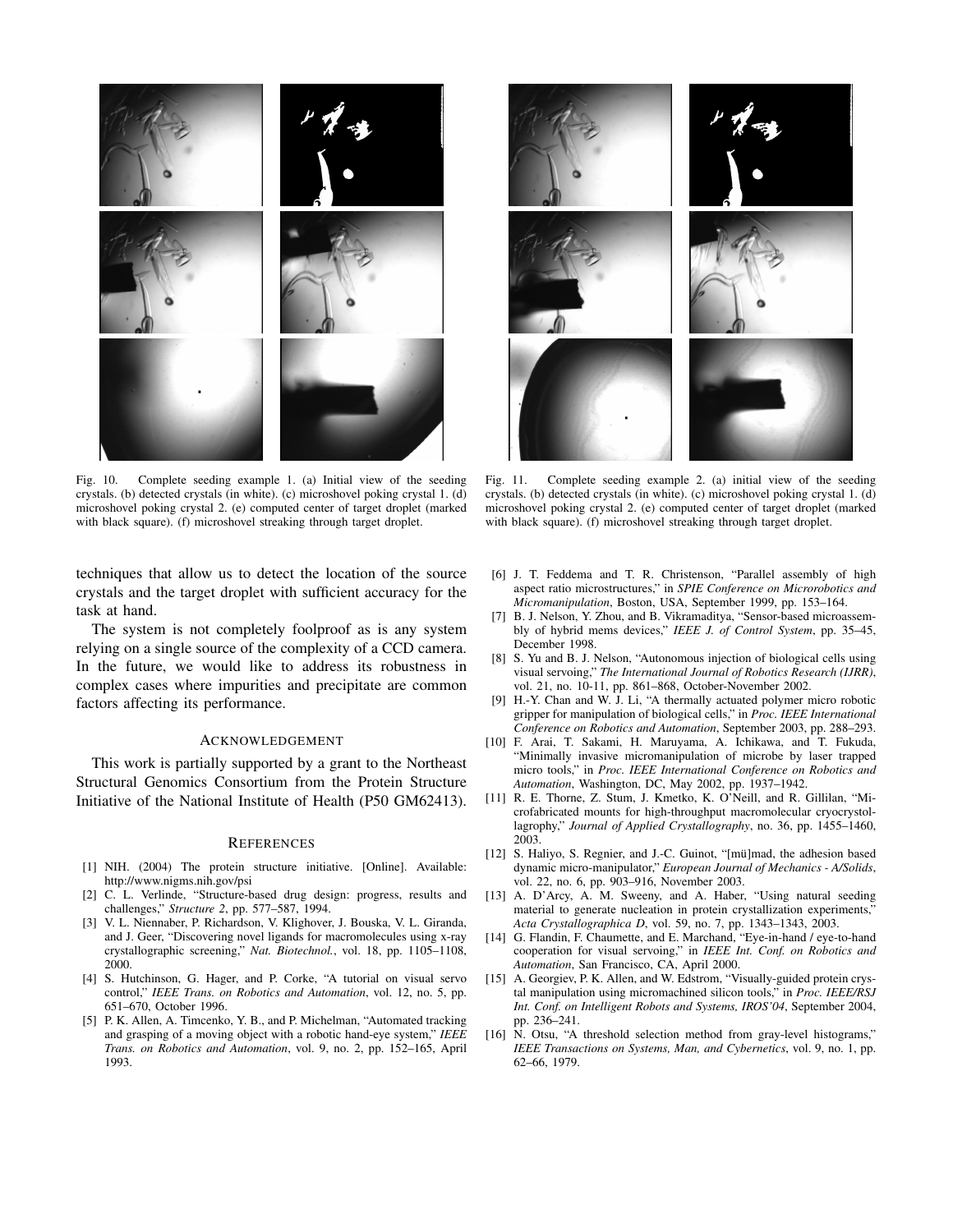Fig. 10. Complete seeding example 1. (a) Initial view of the seeding crystals. (b) detected crystals (in white). (c) microshovel poking crystal 1. (d) microshovel poking crystal 2. (e) computed center of target droplet (marked with black square). (f) microshovel streaking through target droplet.

Fig. 11. Complete seeding example 2. (a) initial view of the seeding crystals. (b) detected crystals (in white). (c) microshovel poking crystal 1. (d) microshovel poking crystal 2. (e) computed center of target droplet (marked with black square). (f) microshovel streaking through target droplet.

techniques that allow us to detect the location of the source crystals and the target droplet with sufficient accuracy for the task at hand.

The system is not completely foolproof as is any system relying on a single source of the complexity of a CCD camera. In the future, we would like to address its robustness in complex cases where impurities and precipitate are common factors affecting its performance.

## Acknowledgement

This work is partially supported by a grant to the Northeast Structural Genomics Consortium from the Protein Structure Initiative of the National Institute of Health (P50 GM62413).

## References

[1] NIH. (2004) The protein structure initiative. [Online]. Available: http://www.nigms.nih.gov/psi

[2] C. L. Verlinde, "Structure-based drug design: progress, results and challenges," *Structure 2*, pp. 577–587, 1994.

[3] V. L. Niennaber, P. Richardson, V. Klighover, J. Bouska, V. L. Giranda, and J. Geer, "Discovering novel ligands for macromolecules using x-ray crystallographic screening," *Nat. Biotechnol.*, vol. 18, pp. 1105–1108, 2000.

[4] S. Hutchinson, G. Hager, and P. Corke, "A tutorial on visual servo control," *IEEE Trans. on Robotics and Automation*, vol. 12, no. 5, pp. 651–670, October 1996.

[5] P. K. Allen, A. Timcenko, Y. B., and P. Michelman, "Automated tracking and grasping of a moving object with a robotic hand-eye system," *IEEE Trans. on Robotics and Automation*, vol. 9, no. 2, pp. 152–165, April 1993.

[6] J. T. Feddema and T. R. Christenson, "Parallel assembly of high aspect ratio microstructures," in *SPIE Conference on Microrobotics and Micromanipulation*, Boston, USA, September 1999, pp. 153–164.

[7] B. J. Nelson, Y. Zhou, and B. Vikramaditya, "Sensor-based microassembly of hybrid mems devices," *IEEE J. of Control System*, pp. 35–45, December 1998.

[8] S. Yu and B. J. Nelson, "Autonomous injection of biological cells using visual servoing," *The International Journal of Robotics Research (IJRR)*, vol. 21, no. 10-11, pp. 861–868, October-November 2002.

[9] H.-Y. Chan and W. J. Li, "A thermally actuated polymer micro robotic gripper for manipulation of biological cells," in *Proc. IEEE International Conference on Robotics and Automation*, September 2003, pp. 288–293.

[10] F. Arai, T. Sakami, H. Maruyama, A. Ichikawa, and T. Fukuda, "Minimally invasive micromanipulation of microbe by laser trapped micro tools," in *Proc. IEEE International Conference on Robotics and Automation*, Washington, DC, May 2002, pp. 1937–1942.

[11] R. E. Thorne, Z. Stum, J. Kmetko, K. O'Neill, and R. Gillilan, "Microfabricated mounts for high-throughput macromolecular cryocrystollagrophy," *Journal of Applied Crystallography*, no. 36, pp. 1455–1460, 2003.

[12] S. Haliyo, S. Regnier, and J.-C. Guinot, "[mü]mad, the adhesion based dynamic micro-manipulator," *European Journal of Mechanics - A/Solids*, vol. 22, no. 6, pp. 903–916, November 2003.

[13] A. D'Arcy, A. M. Sweeny, and A. Haber, "Using natural seeding material to generate nucleation in protein crystallization experiments," *Acta Crystallographica D*, vol. 59, no. 7, pp. 1343–1343, 2003.

[14] G. Flandin, F. Chaumette, and E. Marchand, "Eye-in-hand / eye-to-hand cooperation for visual servoing," in *IEEE Int. Conf. on Robotics and Automation*, San Francisco, CA, April 2000.

[15] A. Georgiev, P. K. Allen, and W. Edstrom, "Visually-guided protein crystal manipulation using micromachined silicon tools," in *Proc. IEEE/RSJ Int. Conf. on Intelligent Robots and Systems, IROS'04*, September 2004, pp. 236–241.

[16] N. Otsu, "A threshold selection method from gray-level histograms," *IEEE Transactions on Systems, Man, and Cybernetics*, vol. 9, no. 1, pp. 62–66, 1979.